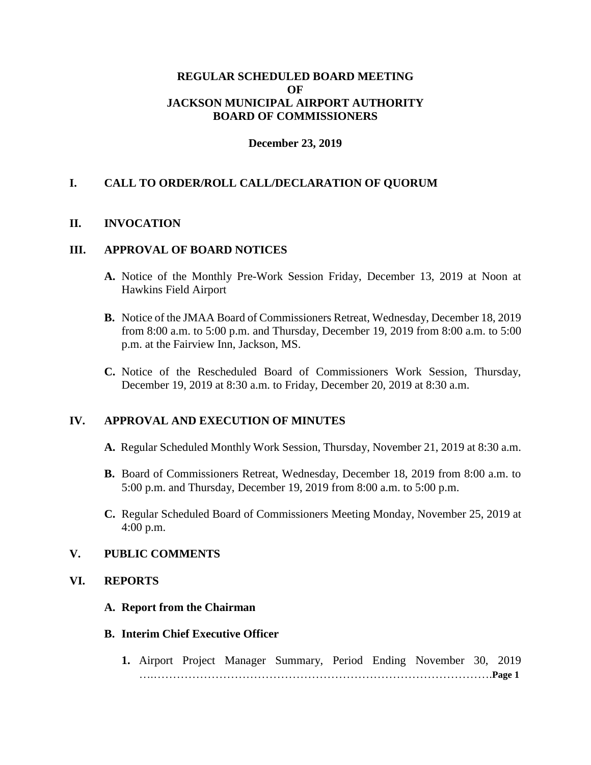# REGULAR SCHEDULED BOARD MEETING
# OF
# JACKSON MUNICIPAL AIRPORT AUTHORITY
# BOARD OF COMMISSIONERS

**December 23, 2019**

## I. CALL TO ORDER/ROLL CALL/DECLARATION OF QUORUM

## II. INVOCATION

## III. APPROVAL OF BOARD NOTICES

**A.** Notice of the Monthly Pre-Work Session Friday, December 13, 2019 at Noon at Hawkins Field Airport

**B.** Notice of the JMAA Board of Commissioners Retreat, Wednesday, December 18, 2019 from 8:00 a.m. to 5:00 p.m. and Thursday, December 19, 2019 from 8:00 a.m. to 5:00 p.m. at the Fairview Inn, Jackson, MS.

**C.** Notice of the Rescheduled Board of Commissioners Work Session, Thursday, December 19, 2019 at 8:30 a.m. to Friday, December 20, 2019 at 8:30 a.m.

## IV. APPROVAL AND EXECUTION OF MINUTES

**A.** Regular Scheduled Monthly Work Session, Thursday, November 21, 2019 at 8:30 a.m.

**B.** Board of Commissioners Retreat, Wednesday, December 18, 2019 from 8:00 a.m. to 5:00 p.m. and Thursday, December 19, 2019 from 8:00 a.m. to 5:00 p.m.

**C.** Regular Scheduled Board of Commissioners Meeting Monday, November 25, 2019 at 4:00 p.m.

## V. PUBLIC COMMENTS

## VI. REPORTS

**A. Report from the Chairman**

**B. Interim Chief Executive Officer**

1. Airport Project Manager Summary, Period Ending November 30, 2019 ….……………………………………………………………………………**Page 1**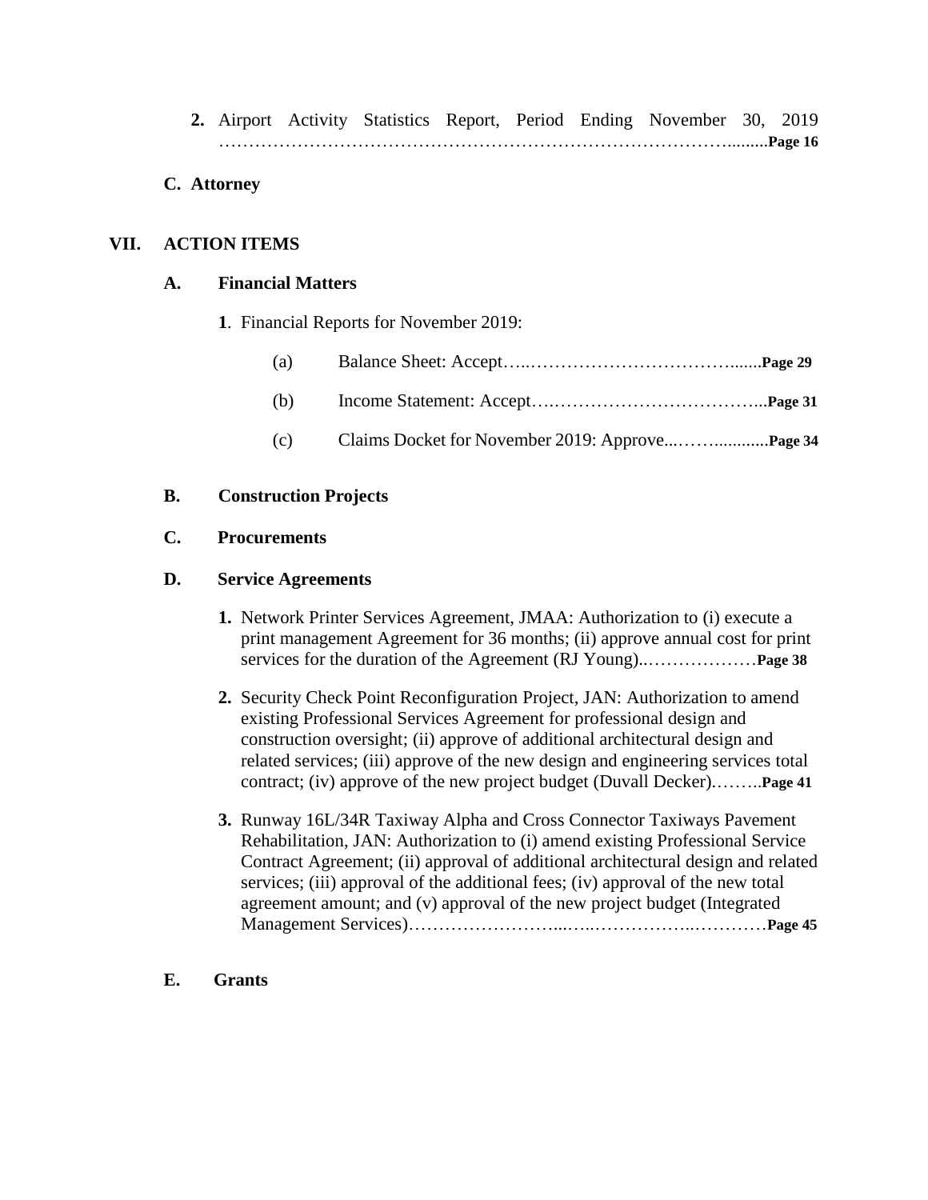2. Airport Activity Statistics Report, Period Ending November 30, 2019 ……………………………………………………………………………….........**Page 16**

**C. Attorney**

## VII. ACTION ITEMS

### A. Financial Matters

**1**. Financial Reports for November 2019:

(a) Balance Sheet: Accept…..……………………………........**Page 29**

(b) Income Statement: Accept….……………………………...**Page 31**

(c) Claims Docket for November 2019: Approve...……............**Page 34**

### B. Construction Projects

### C. Procurements

### D. Service Agreements

1. Network Printer Services Agreement, JMAA: Authorization to (i) execute a print management Agreement for 36 months; (ii) approve annual cost for print services for the duration of the Agreement (RJ Young)..………………**Page 38**

2. Security Check Point Reconfiguration Project, JAN: Authorization to amend existing Professional Services Agreement for professional design and construction oversight; (ii) approve of additional architectural design and related services; (iii) approve of the new design and engineering services total contract; (iv) approve of the new project budget (Duvall Decker).……..**Page 41**

3. Runway 16L/34R Taxiway Alpha and Cross Connector Taxiways Pavement Rehabilitation, JAN: Authorization to (i) amend existing Professional Service Contract Agreement; (ii) approval of additional architectural design and related services; (iii) approval of the additional fees; (iv) approval of the new total agreement amount; and (v) approval of the new project budget (Integrated Management Services)……………………...…..……………..…………**Page 45**

### E. Grants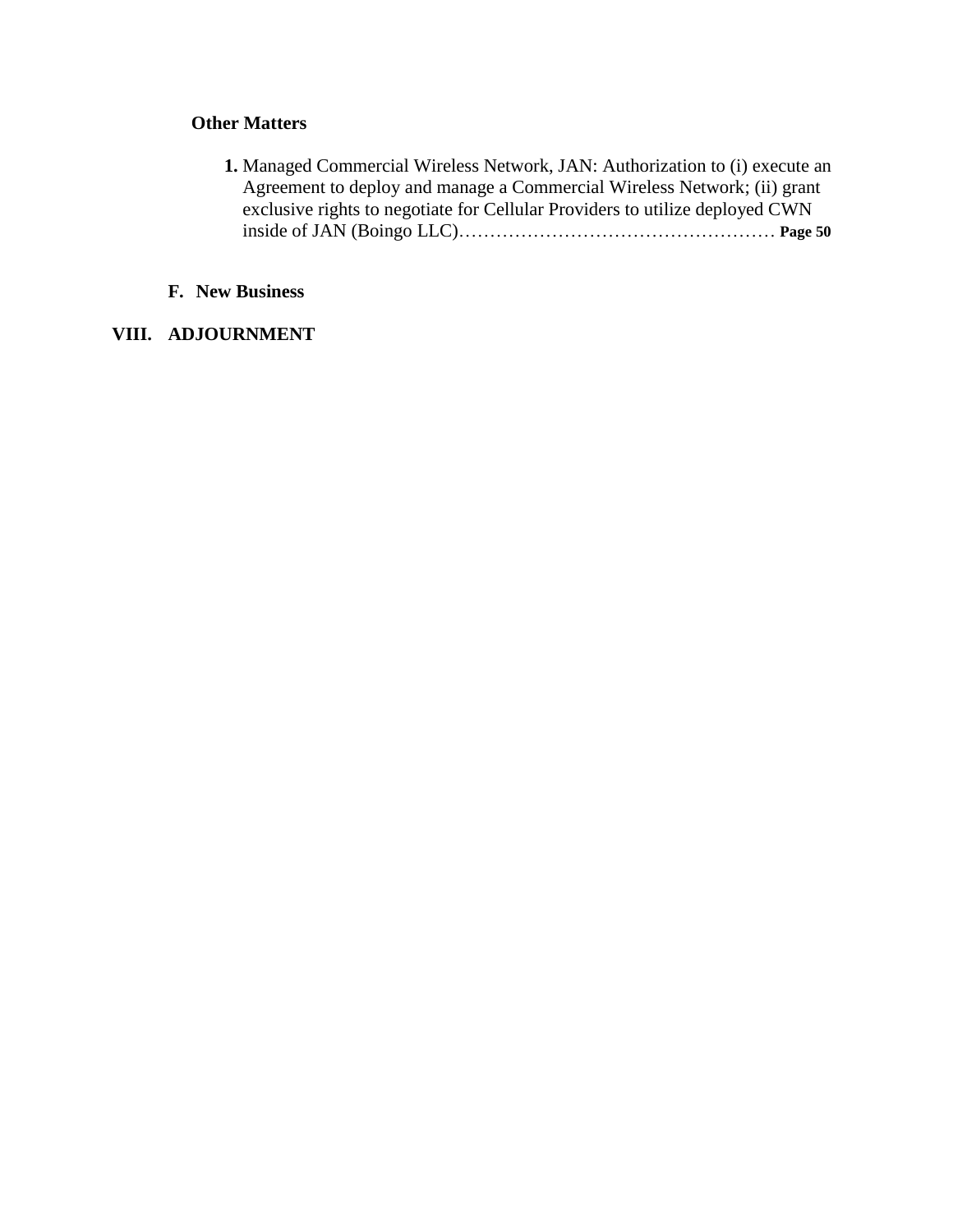**Other Matters**

1. Managed Commercial Wireless Network, JAN: Authorization to (i) execute an Agreement to deploy and manage a Commercial Wireless Network; (ii) grant exclusive rights to negotiate for Cellular Providers to utilize deployed CWN inside of JAN (Boingo LLC)…………………………………………… **Page 50**

**F. New Business**

**VIII. ADJOURNMENT**